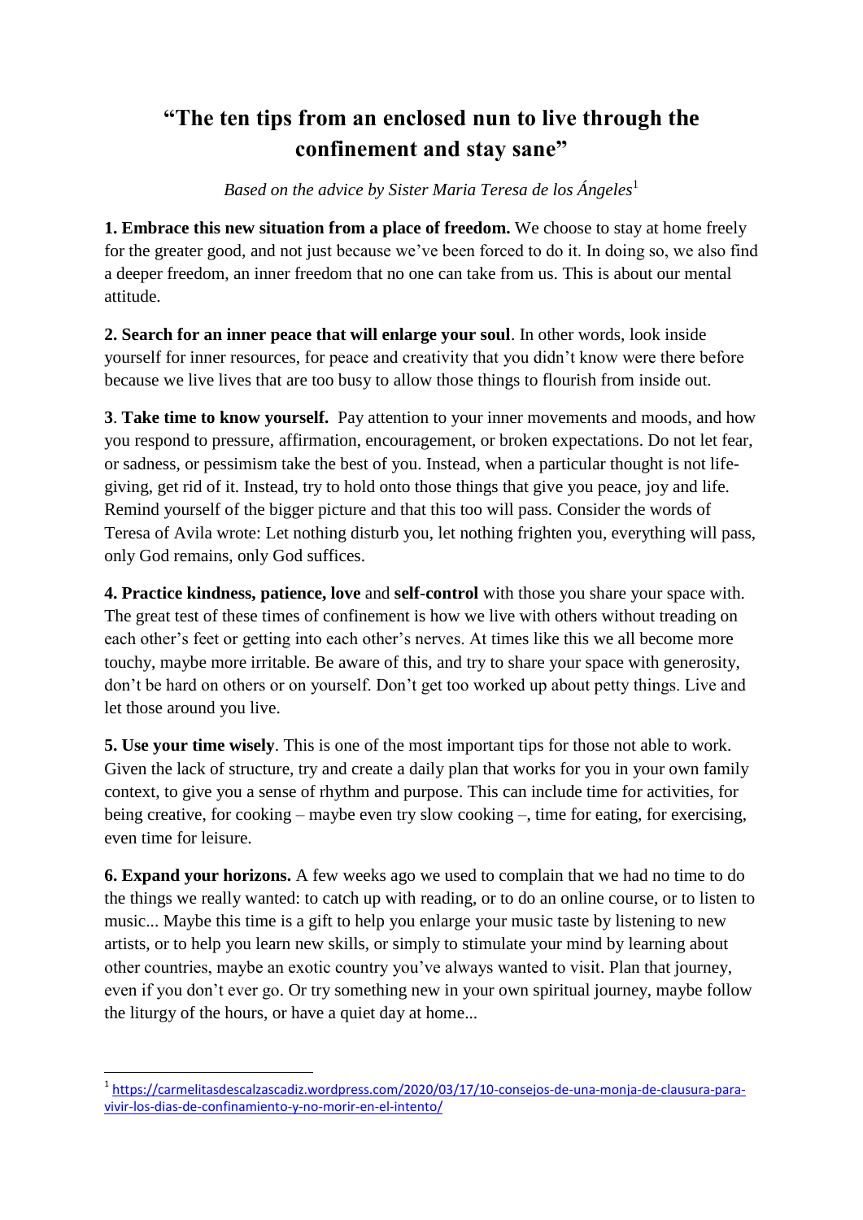# "The ten tips from an enclosed nun to live through the confinement and stay sane"

*Based on the advice by Sister Maria Teresa de los Ángeles*[1]

**1. Embrace this new situation from a place of freedom.** We choose to stay at home freely for the greater good, and not just because we've been forced to do it. In doing so, we also find a deeper freedom, an inner freedom that no one can take from us. This is about our mental attitude.

**2. Search for an inner peace that will enlarge your soul**. In other words, look inside yourself for inner resources, for peace and creativity that you didn't know were there before because we live lives that are too busy to allow those things to flourish from inside out.

**3**. **Take time to know yourself.** Pay attention to your inner movements and moods, and how you respond to pressure, affirmation, encouragement, or broken expectations. Do not let fear, or sadness, or pessimism take the best of you. Instead, when a particular thought is not life-giving, get rid of it. Instead, try to hold onto those things that give you peace, joy and life. Remind yourself of the bigger picture and that this too will pass. Consider the words of Teresa of Avila wrote: Let nothing disturb you, let nothing frighten you, everything will pass, only God remains, only God suffices.

**4. Practice kindness, patience, love** and **self-control** with those you share your space with. The great test of these times of confinement is how we live with others without treading on each other's feet or getting into each other's nerves. At times like this we all become more touchy, maybe more irritable. Be aware of this, and try to share your space with generosity, don't be hard on others or on yourself. Don't get too worked up about petty things. Live and let those around you live.

**5. Use your time wisely**. This is one of the most important tips for those not able to work. Given the lack of structure, try and create a daily plan that works for you in your own family context, to give you a sense of rhythm and purpose. This can include time for activities, for being creative, for cooking – maybe even try slow cooking –, time for eating, for exercising, even time for leisure.

**6. Expand your horizons.** A few weeks ago we used to complain that we had no time to do the things we really wanted: to catch up with reading, or to do an online course, or to listen to music... Maybe this time is a gift to help you enlarge your music taste by listening to new artists, or to help you learn new skills, or simply to stimulate your mind by learning about other countries, maybe an exotic country you've always wanted to visit. Plan that journey, even if you don't ever go. Or try something new in your own spiritual journey, maybe follow the liturgy of the hours, or have a quiet day at home...

---

[1] https://carmelitasdescalzascadiz.wordpress.com/2020/03/17/10-consejos-de-una-monja-de-clausura-para-vivir-los-dias-de-confinamiento-y-no-morir-en-el-intento/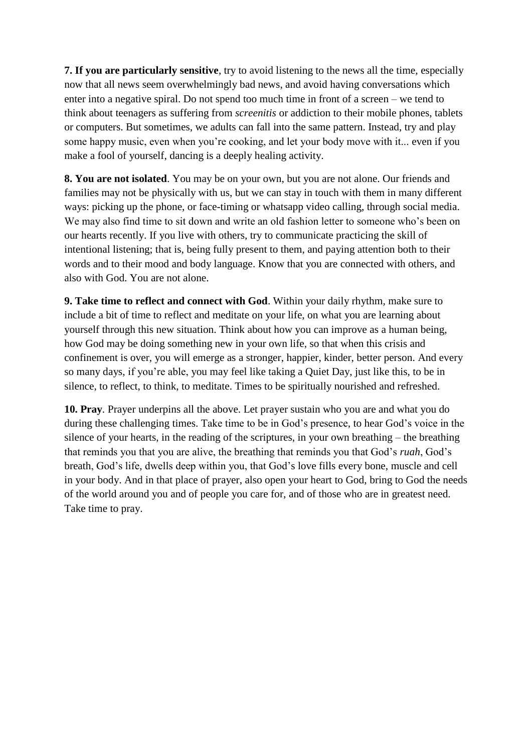**7. If you are particularly sensitive**, try to avoid listening to the news all the time, especially now that all news seem overwhelmingly bad news, and avoid having conversations which enter into a negative spiral. Do not spend too much time in front of a screen – we tend to think about teenagers as suffering from *screenitis* or addiction to their mobile phones, tablets or computers. But sometimes, we adults can fall into the same pattern. Instead, try and play some happy music, even when you're cooking, and let your body move with it... even if you make a fool of yourself, dancing is a deeply healing activity.

**8. You are not isolated**. You may be on your own, but you are not alone. Our friends and families may not be physically with us, but we can stay in touch with them in many different ways: picking up the phone, or face-timing or whatsapp video calling, through social media. We may also find time to sit down and write an old fashion letter to someone who's been on our hearts recently. If you live with others, try to communicate practicing the skill of intentional listening; that is, being fully present to them, and paying attention both to their words and to their mood and body language. Know that you are connected with others, and also with God. You are not alone.

**9. Take time to reflect and connect with God**. Within your daily rhythm, make sure to include a bit of time to reflect and meditate on your life, on what you are learning about yourself through this new situation. Think about how you can improve as a human being, how God may be doing something new in your own life, so that when this crisis and confinement is over, you will emerge as a stronger, happier, kinder, better person. And every so many days, if you're able, you may feel like taking a Quiet Day, just like this, to be in silence, to reflect, to think, to meditate. Times to be spiritually nourished and refreshed.

**10. Pray**. Prayer underpins all the above. Let prayer sustain who you are and what you do during these challenging times. Take time to be in God's presence, to hear God's voice in the silence of your hearts, in the reading of the scriptures, in your own breathing – the breathing that reminds you that you are alive, the breathing that reminds you that God's *ruah*, God's breath, God's life, dwells deep within you, that God's love fills every bone, muscle and cell in your body. And in that place of prayer, also open your heart to God, bring to God the needs of the world around you and of people you care for, and of those who are in greatest need. Take time to pray.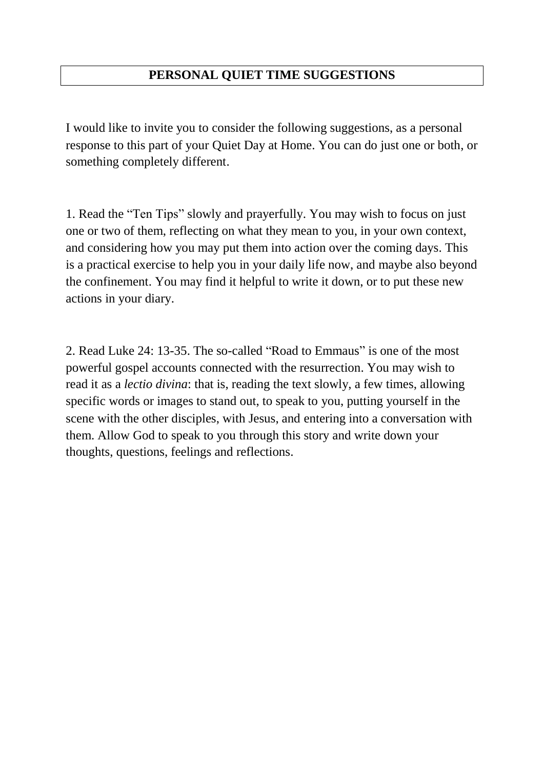# PERSONAL QUIET TIME SUGGESTIONS

I would like to invite you to consider the following suggestions, as a personal response to this part of your Quiet Day at Home. You can do just one or both, or something completely different.

1. Read the "Ten Tips" slowly and prayerfully. You may wish to focus on just one or two of them, reflecting on what they mean to you, in your own context, and considering how you may put them into action over the coming days. This is a practical exercise to help you in your daily life now, and maybe also beyond the confinement. You may find it helpful to write it down, or to put these new actions in your diary.

2. Read Luke 24: 13-35. The so-called "Road to Emmaus" is one of the most powerful gospel accounts connected with the resurrection. You may wish to read it as a *lectio divina*: that is, reading the text slowly, a few times, allowing specific words or images to stand out, to speak to you, putting yourself in the scene with the other disciples, with Jesus, and entering into a conversation with them. Allow God to speak to you through this story and write down your thoughts, questions, feelings and reflections.